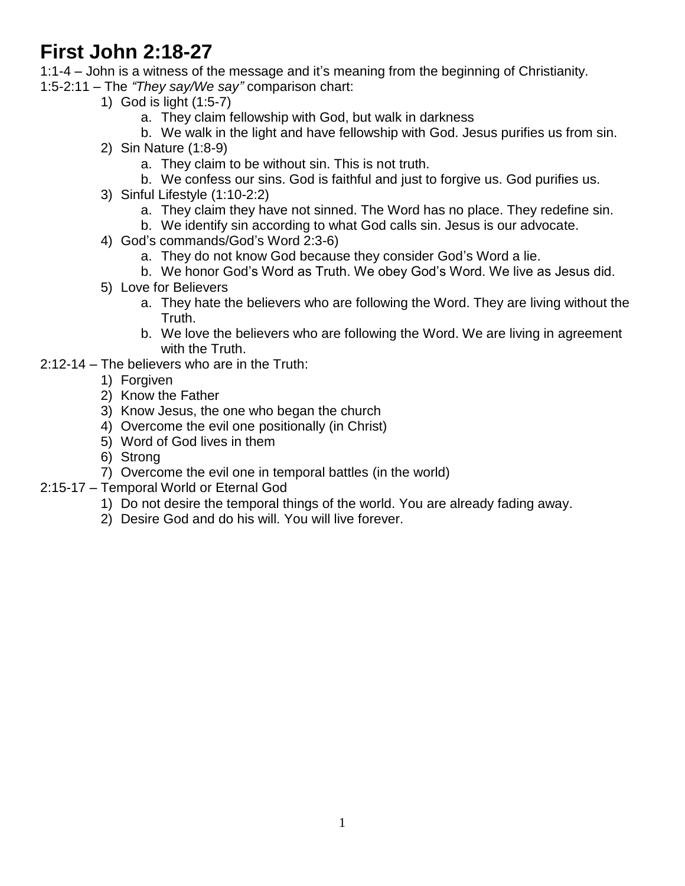# First John 2:18-27

1:1-4 – John is a witness of the message and it's meaning from the beginning of Christianity.

1:5-2:11 – The *"They say/We say"* comparison chart:

1) God is light (1:5-7)
    a. They claim fellowship with God, but walk in darkness
    b. We walk in the light and have fellowship with God. Jesus purifies us from sin.
2) Sin Nature (1:8-9)
    a. They claim to be without sin. This is not truth.
    b. We confess our sins. God is faithful and just to forgive us. God purifies us.
3) Sinful Lifestyle (1:10-2:2)
    a. They claim they have not sinned. The Word has no place. They redefine sin.
    b. We identify sin according to what God calls sin. Jesus is our advocate.
4) God's commands/God's Word 2:3-6)
    a. They do not know God because they consider God's Word a lie.
    b. We honor God's Word as Truth. We obey God's Word. We live as Jesus did.
5) Love for Believers
    a. They hate the believers who are following the Word. They are living without the Truth.
    b. We love the believers who are following the Word. We are living in agreement with the Truth.

2:12-14 – The believers who are in the Truth:

1) Forgiven
2) Know the Father
3) Know Jesus, the one who began the church
4) Overcome the evil one positionally (in Christ)
5) Word of God lives in them
6) Strong
7) Overcome the evil one in temporal battles (in the world)

2:15-17 – Temporal World or Eternal God

1) Do not desire the temporal things of the world. You are already fading away.
2) Desire God and do his will. You will live forever.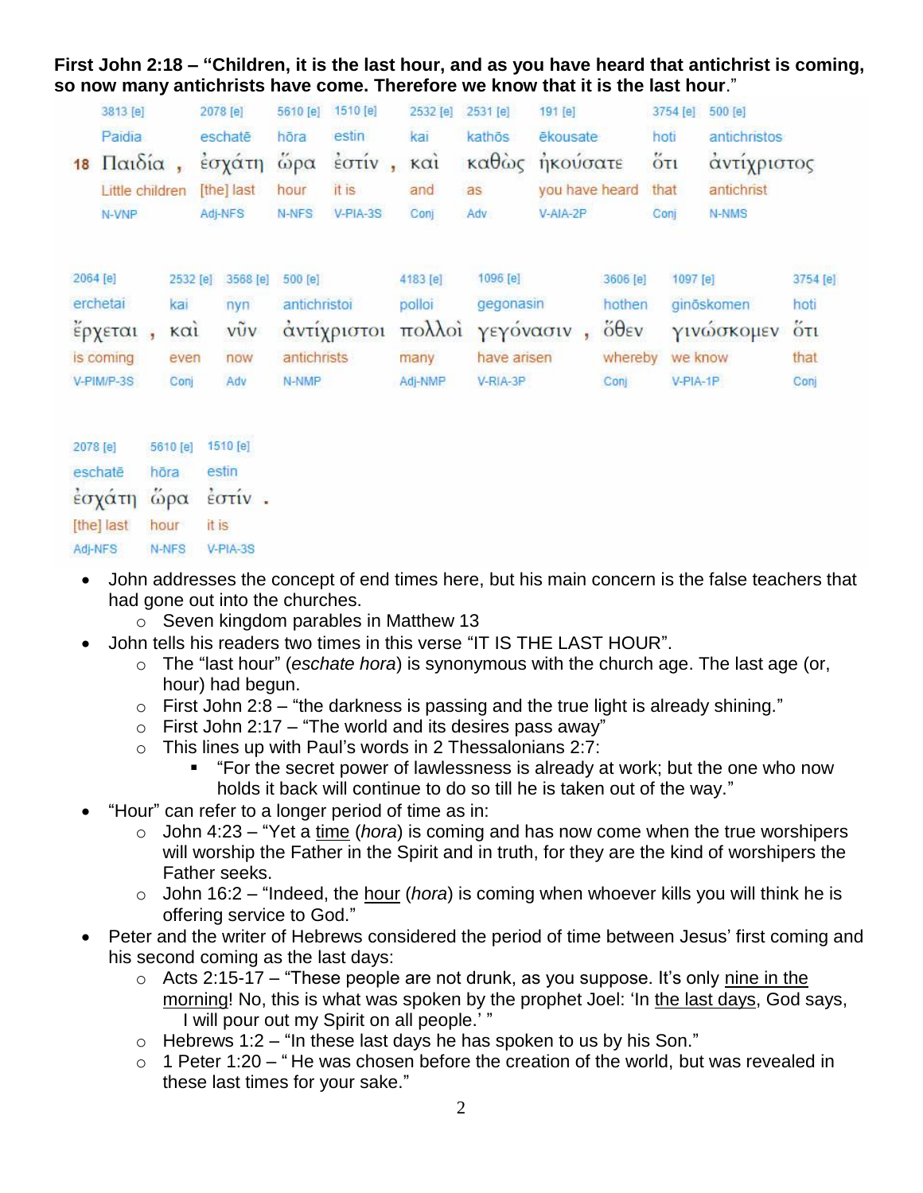**First John 2:18 – "Children, it is the last hour, and as you have heard that antichrist is coming, so now many antichrists have come. Therefore we know that it is the last hour**."

| 3813 [e] | 2078 [e] | 5610 [e] | 1510 [e] | 2532 [e] | 2531 [e] | 191 [e] | 3754 [e] | 500 [e] |
|---|---|---|---|---|---|---|---|---|
| Paidia | eschatē | hōra | estin | kai | kathōs | ēkousate | hoti | antichristos |
| 18 Παιδία , | ἐσχάτη | ὥρα | ἐστίν , | καὶ | καθὼς | ἠκούσατε | ὅτι | ἀντίχριστος |
| Little children | [the] last | hour | it is | and | as | you have heard | that | antichrist |
| N-VNP | Adj-NFS | N-NFS | V-PIA-3S | Conj | Adv | V-AIA-2P | Conj | N-NMS |

| 2064 [e] | 2532 [e] | 3568 [e] | 500 [e] | 4183 [e] | 1096 [e] | 3606 [e] | 1097 [e] | 3754 [e] |
|---|---|---|---|---|---|---|---|---|
| erchetai | kai | nyn | antichristoi | polloi | gegonasin | hothen | ginōskomen | hoti |
| ἔρχεται , | καὶ | νῦν | ἀντίχριστοι | πολλοὶ | γεγόνασιν , | ὅθεν | γινώσκομεν | ὅτι |
| is coming | even | now | antichrists | many | have arisen | whereby | we know | that |
| V-PIM/P-3S | Conj | Adv | N-NMP | Adj-NMP | V-RIA-3P | Conj | V-PIA-1P | Conj |

| 2078 [e] | 5610 [e] | 1510 [e] |
|---|---|---|
| eschatē | hōra | estin |
| ἐσχάτη | ὥρα | ἐστίν . |
| [the] last | hour | it is |
| Adj-NFS | N-NFS | V-PIA-3S |

- John addresses the concept of end times here, but his main concern is the false teachers that had gone out into the churches.
  - Seven kingdom parables in Matthew 13
- John tells his readers two times in this verse "IT IS THE LAST HOUR".
  - The "last hour" (*eschate hora*) is synonymous with the church age. The last age (or, hour) had begun.
  - First John 2:8 – "the darkness is passing and the true light is already shining."
  - First John 2:17 – "The world and its desires pass away"
  - This lines up with Paul's words in 2 Thessalonians 2:7:
    - "For the secret power of lawlessness is already at work; but the one who now holds it back will continue to do so till he is taken out of the way."
- "Hour" can refer to a longer period of time as in:
  - John 4:23 – "Yet a <u>time</u> (*hora*) is coming and has now come when the true worshipers will worship the Father in the Spirit and in truth, for they are the kind of worshipers the Father seeks.
  - John 16:2 – "Indeed, the <u>hour</u> (*hora*) is coming when whoever kills you will think he is offering service to God."
- Peter and the writer of Hebrews considered the period of time between Jesus' first coming and his second coming as the last days:
  - Acts 2:15-17 – "These people are not drunk, as you suppose. It's only <u>nine in the morning</u>! No, this is what was spoken by the prophet Joel: 'In <u>the last days</u>, God says, I will pour out my Spirit on all people.' "
  - Hebrews 1:2 – "In these last days he has spoken to us by his Son."
  - 1 Peter 1:20 – " He was chosen before the creation of the world, but was revealed in these last times for your sake."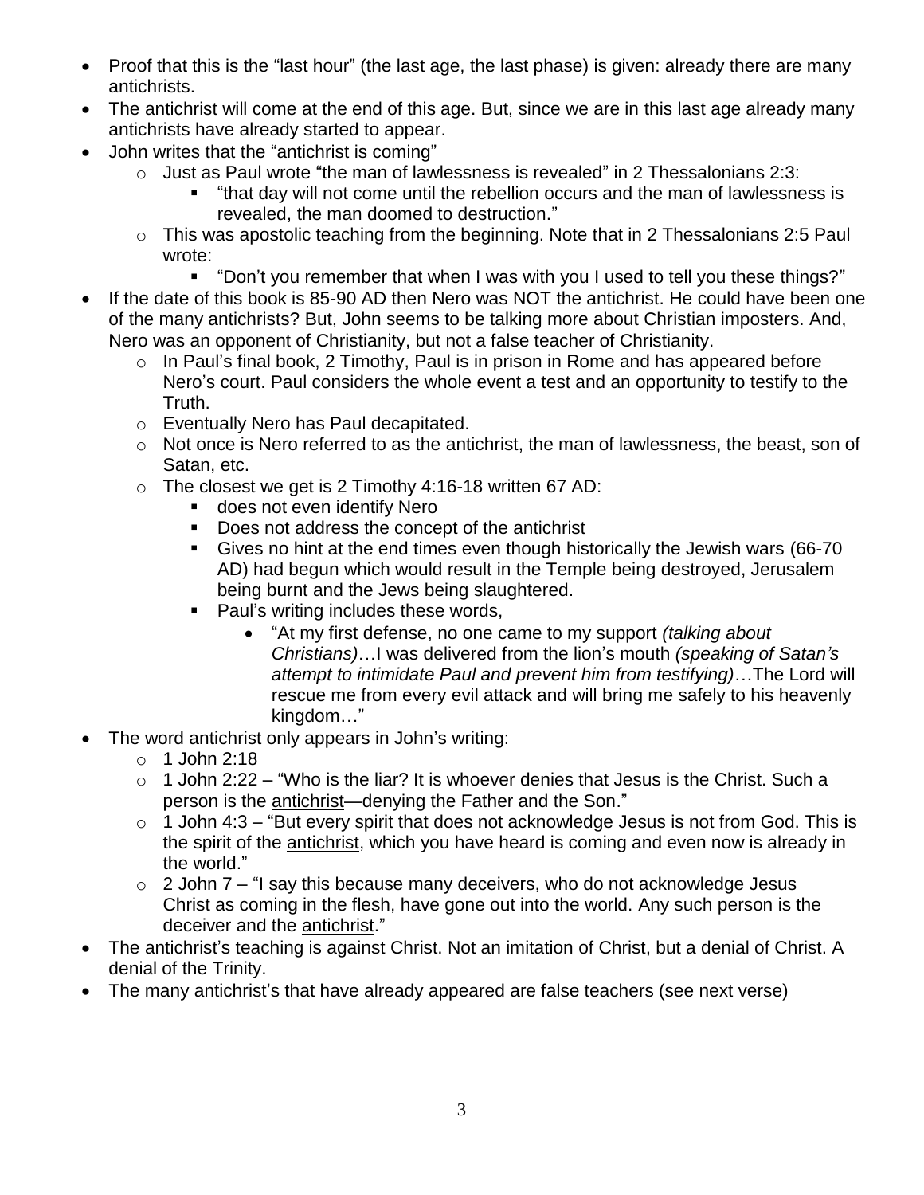- Proof that this is the "last hour" (the last age, the last phase) is given: already there are many antichrists.
- The antichrist will come at the end of this age. But, since we are in this last age already many antichrists have already started to appear.
- John writes that the "antichrist is coming"
    - Just as Paul wrote "the man of lawlessness is revealed" in 2 Thessalonians 2:3:
        - "that day will not come until the rebellion occurs and the man of lawlessness is revealed, the man doomed to destruction."
    - This was apostolic teaching from the beginning. Note that in 2 Thessalonians 2:5 Paul wrote:
        - "Don't you remember that when I was with you I used to tell you these things?"
- If the date of this book is 85-90 AD then Nero was NOT the antichrist. He could have been one of the many antichrists? But, John seems to be talking more about Christian imposters. And, Nero was an opponent of Christianity, but not a false teacher of Christianity.
    - In Paul's final book, 2 Timothy, Paul is in prison in Rome and has appeared before Nero's court. Paul considers the whole event a test and an opportunity to testify to the Truth.
    - Eventually Nero has Paul decapitated.
    - Not once is Nero referred to as the antichrist, the man of lawlessness, the beast, son of Satan, etc.
    - The closest we get is 2 Timothy 4:16-18 written 67 AD:
        - does not even identify Nero
        - Does not address the concept of the antichrist
        - Gives no hint at the end times even though historically the Jewish wars (66-70 AD) had begun which would result in the Temple being destroyed, Jerusalem being burnt and the Jews being slaughtered.
        - Paul's writing includes these words,
            - "At my first defense, no one came to my support *(talking about Christians)*…I was delivered from the lion's mouth *(speaking of Satan's attempt to intimidate Paul and prevent him from testifying)*…The Lord will rescue me from every evil attack and will bring me safely to his heavenly kingdom…"
- The word antichrist only appears in John's writing:
    - 1 John 2:18
    - 1 John 2:22 – "Who is the liar? It is whoever denies that Jesus is the Christ. Such a person is the <u>antichrist</u>—denying the Father and the Son."
    - 1 John 4:3 – "But every spirit that does not acknowledge Jesus is not from God. This is the spirit of the <u>antichrist</u>, which you have heard is coming and even now is already in the world."
    - 2 John 7 – "I say this because many deceivers, who do not acknowledge Jesus Christ as coming in the flesh, have gone out into the world. Any such person is the deceiver and the <u>antichrist</u>."
- The antichrist's teaching is against Christ. Not an imitation of Christ, but a denial of Christ. A denial of the Trinity.
- The many antichrist's that have already appeared are false teachers (see next verse)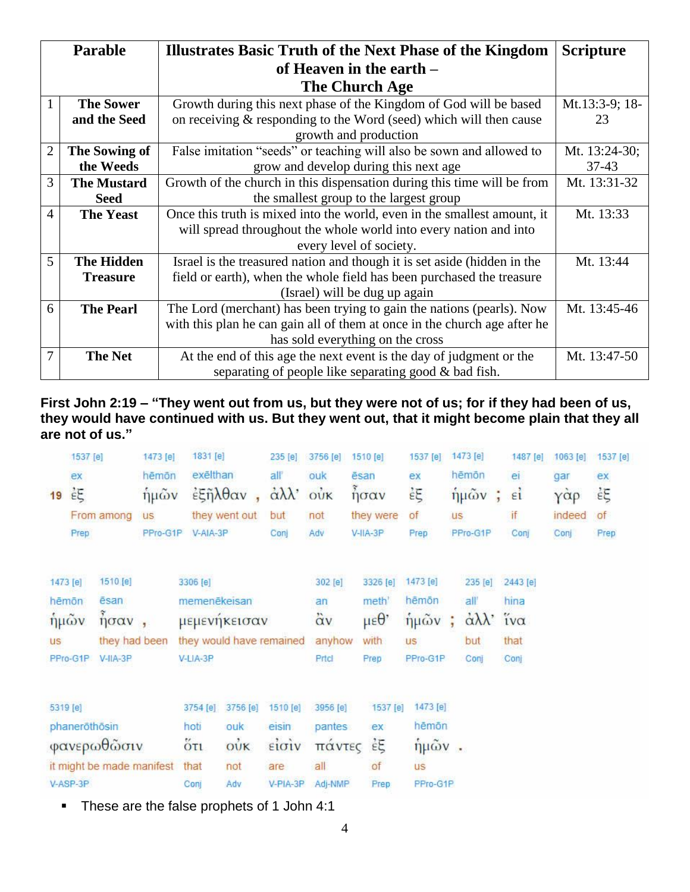| | Parable | Illustrates Basic Truth of the Next Phase of the Kingdom of Heaven in the earth – The Church Age | Scripture |
|---|---|---|---|
| 1 | **The Sower and the Seed** | Growth during this next phase of the Kingdom of God will be based on receiving & responding to the Word (seed) which will then cause growth and production | Mt.13:3-9; 18-23 |
| 2 | **The Sowing of the Weeds** | False imitation "seeds" or teaching will also be sown and allowed to grow and develop during this next age | Mt. 13:24-30; 37-43 |
| 3 | **The Mustard Seed** | Growth of the church in this dispensation during this time will be from the smallest group to the largest group | Mt. 13:31-32 |
| 4 | **The Yeast** | Once this truth is mixed into the world, even in the smallest amount, it will spread throughout the whole world into every nation and into every level of society. | Mt. 13:33 |
| 5 | **The Hidden Treasure** | Israel is the treasured nation and though it is set aside (hidden in the field or earth), when the whole field has been purchased the treasure (Israel) will be dug up again | Mt. 13:44 |
| 6 | **The Pearl** | The Lord (merchant) has been trying to gain the nations (pearls). Now with this plan he can gain all of them at once in the church age after he has sold everything on the cross | Mt. 13:45-46 |
| 7 | **The Net** | At the end of this age the next event is the day of judgment or the separating of people like separating good & bad fish. | Mt. 13:47-50 |

**First John 2:19 – "They went out from us, but they were not of us; for if they had been of us, they would have continued with us. But they went out, that it might become plain that they all are not of us."**

| | 1537 [e] | 1473 [e] | 1831 [e] | | 235 [e] | 3756 [e] | 1510 [e] | 1537 [e] | 1473 [e] | | 1487 [e] | 1063 [e] | 1537 [e] |
|---|---|---|---|---|---|---|---|---|---|---|---|---|---|
| | ex | hēmōn | exēlthan | | all' | ouk | ēsan | ex | hēmōn | | ei | gar | ex |
| 19 | ἐξ | ἡμῶν | ἐξῆλθαν | , | ἀλλ' | οὐκ | ἦσαν | ἐξ | ἡμῶν | ; | εἰ | γὰρ | ἐξ |
| | From among | us | they went out | | but | not | they were | of | us | | if | indeed | of |
| | Prep | PPro-G1P | V-AIA-3P | | Conj | Adv | V-IIA-3P | Prep | PPro-G1P | | Conj | Conj | Prep |

| 1473 [e] | 1510 [e] | | 3306 [e] | 302 [e] | 3326 [e] | 1473 [e] | | 235 [e] | 2443 [e] |
|---|---|---|---|---|---|---|---|---|---|
| hēmōn | ēsan | | memenēkeisan | an | meth' | hēmōn | | all' | hina |
| ἡμῶν | ἦσαν | , | μεμενήκεισαν | ἂν | μεθ' | ἡμῶν | ; | ἀλλ' | ἵνα |
| us | they had been | | they would have remained | anyhow | with | us | | but | that |
| PPro-G1P | V-IIA-3P | | V-LIA-3P | Prtcl | Prep | PPro-G1P | | Conj | Conj |

| 5319 [e] | 3754 [e] | 3756 [e] | 1510 [e] | 3956 [e] | 1537 [e] | 1473 [e] | |
|---|---|---|---|---|---|---|---|
| phanerōthōsin | hoti | ouk | eisin | pantes | ex | hēmōn | |
| φανερωθῶσιν | ὅτι | οὐκ | εἰσὶν | πάντες | ἐξ | ἡμῶν | . |
| it might be made manifest | that | not | are | all | of | us | |
| V-ASP-3P | Conj | Adv | V-PIA-3P | Adj-NMP | Prep | PPro-G1P | |

- These are the false prophets of 1 John 4:1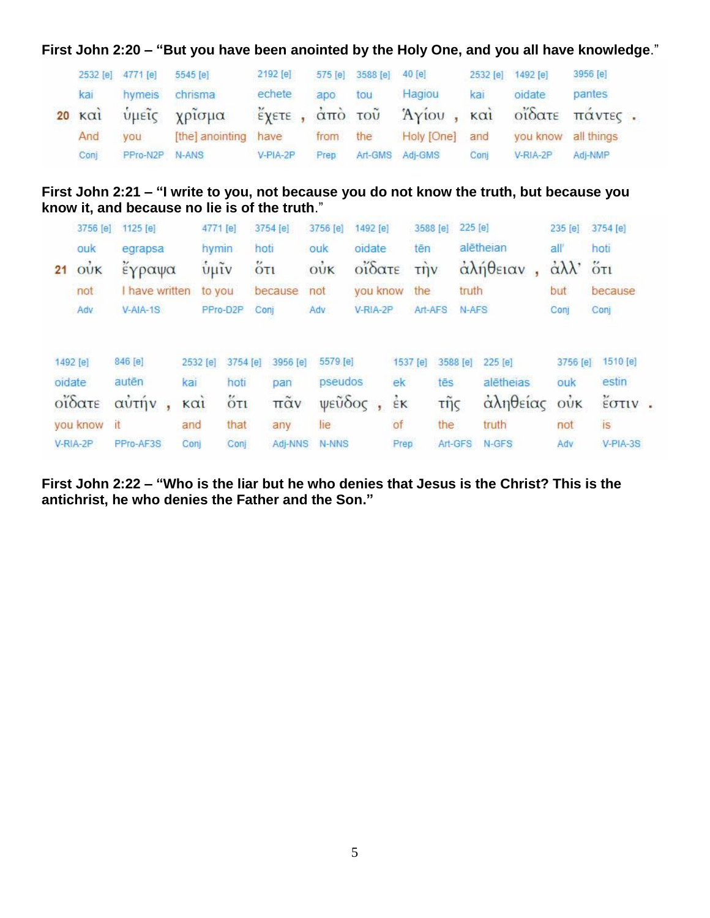**First John 2:20 – "But you have been anointed by the Holy One, and you all have knowledge."**

| | 2532 [e] | 4771 [e] | 5545 [e] | 2192 [e] | | 575 [e] | 3588 [e] | 40 [e] | | 2532 [e] | 1492 [e] | 3956 [e] | |
|---|---|---|---|---|---|---|---|---|---|---|---|---|---|
| | kai | hymeis | chrisma | echete | | apo | tou | Hagiou | | kai | oidate | pantes | |
| **20** | καὶ | ὑμεῖς | χρῖσμα | ἔχετε | , | ἀπὸ | τοῦ | Ἁγίου | , | καὶ | οἴδατε | πάντες | . |
| | And | you | [the] anointing | have | | from | the | Holy [One] | | and | you know | all things | |
| | Conj | PPro-N2P | N-ANS | V-PIA-2P | | Prep | Art-GMS | Adj-GMS | | Conj | V-RIA-2P | Adj-NMP | |

**First John 2:21 – "I write to you, not because you do not know the truth, but because you know it, and because no lie is of the truth."**

| | 3756 [e] | 1125 [e] | 4771 [e] | 3754 [e] | 3756 [e] | 1492 [e] | 3588 [e] | 225 [e] | | 235 [e] | 3754 [e] |
|---|---|---|---|---|---|---|---|---|---|---|---|
| | ouk | egrapsa | hymin | hoti | ouk | oidate | tēn | alētheian | | all' | hoti |
| **21** | οὐκ | ἔγραψα | ὑμῖν | ὅτι | οὐκ | οἴδατε | τὴν | ἀλήθειαν | , | ἀλλ' | ὅτι |
| | not | I have written | to you | because | not | you know | the | truth | | but | because |
| | Adv | V-AIA-1S | PPro-D2P | Conj | Adv | V-RIA-2P | Art-AFS | N-AFS | | Conj | Conj |

| 1492 [e] | 846 [e] | | 2532 [e] | 3754 [e] | 3956 [e] | 5579 [e] | | 1537 [e] | 3588 [e] | 225 [e] | 3756 [e] | 1510 [e] | |
|---|---|---|---|---|---|---|---|---|---|---|---|---|---|
| oidate | autēn | | kai | hoti | pan | pseudos | | ek | tēs | alētheias | ouk | estin | |
| οἴδατε | αὐτήν | , | καὶ | ὅτι | πᾶν | ψεῦδος | , | ἐκ | τῆς | ἀληθείας | οὐκ | ἔστιν | . |
| you know | it | | and | that | any | lie | | of | the | truth | not | is | |
| V-RIA-2P | PPro-AF3S | | Conj | Conj | Adj-NNS | N-NNS | | Prep | Art-GFS | N-GFS | Adv | V-PIA-3S | |

**First John 2:22 – "Who is the liar but he who denies that Jesus is the Christ? This is the antichrist, he who denies the Father and the Son."**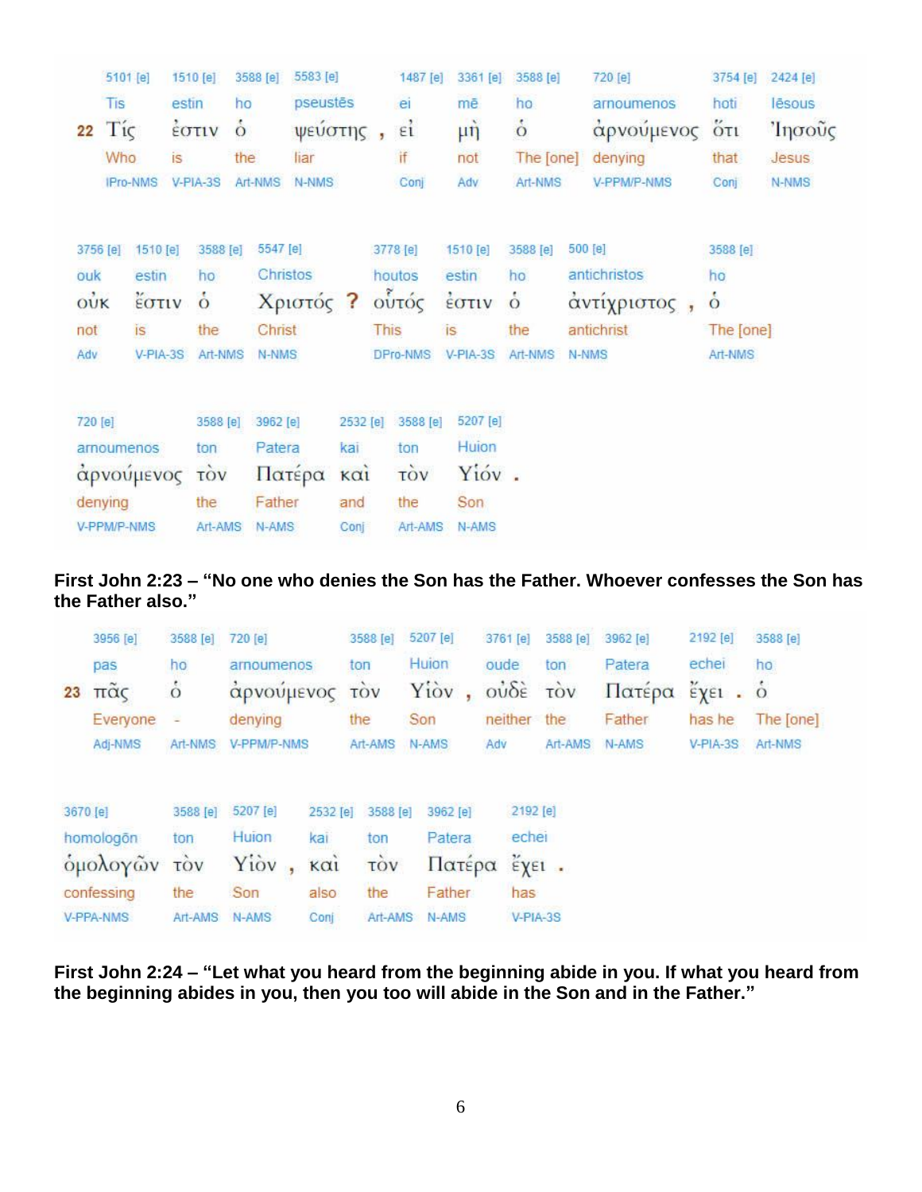| 22 | 5101 [e] | 1510 [e] | 3588 [e] | 5583 [e] | | 1487 [e] | 3361 [e] | 3588 [e] | 720 [e] | 3754 [e] | 2424 [e] |
|---|---|---|---|---|---|---|---|---|---|---|---|
| | Tis | estin | ho | pseustēs | | ei | mē | ho | arnoumenos | hoti | Iēsous |
| | Τίς | ἐστιν | ὁ | ψεύστης | , | εἰ | μὴ | ὁ | ἀρνούμενος | ὅτι | Ἰησοῦς |
| | Who | is | the | liar | | if | not | The [one] | denying | that | Jesus |
| | IPro-NMS | V-PIA-3S | Art-NMS | N-NMS | | Conj | Adv | Art-NMS | V-PPM/P-NMS | Conj | N-NMS |

| 3756 [e] | 1510 [e] | 3588 [e] | 5547 [e] | | 3778 [e] | 1510 [e] | 3588 [e] | 500 [e] | | 3588 [e] |
|---|---|---|---|---|---|---|---|---|---|---|
| ouk | estin | ho | Christos | | houtos | estin | ho | antichristos | | ho |
| οὐκ | ἔστιν | ὁ | Χριστός | ? | οὗτός | ἐστιν | ὁ | ἀντίχριστος | , | ὁ |
| not | is | the | Christ | | This | is | the | antichrist | | The [one] |
| Adv | V-PIA-3S | Art-NMS | N-NMS | | DPro-NMS | V-PIA-3S | Art-NMS | N-NMS | | Art-NMS |

| 720 [e] | 3588 [e] | 3962 [e] | 2532 [e] | 3588 [e] | 5207 [e] | |
|---|---|---|---|---|---|---|
| arnoumenos | ton | Patera | kai | ton | Huion | |
| ἀρνούμενος | τὸν | Πατέρα | καὶ | τὸν | Υἱόν | . |
| denying | the | Father | and | the | Son | |
| V-PPM/P-NMS | Art-AMS | N-AMS | Conj | Art-AMS | N-AMS | |

**First John 2:23 – "No one who denies the Son has the Father. Whoever confesses the Son has the Father also."**

| 23 | 3956 [e] | 3588 [e] | 720 [e] | 3588 [e] | 5207 [e] | | 3761 [e] | 3588 [e] | 3962 [e] | 2192 [e] | | 3588 [e] |
|---|---|---|---|---|---|---|---|---|---|---|---|---|
| | pas | ho | arnoumenos | ton | Huion | | oude | ton | Patera | echei | | ho |
| | πᾶς | ὁ | ἀρνούμενος | τὸν | Υἱὸν | , | οὐδὲ | τὸν | Πατέρα | ἔχει | . | ὁ |
| | Everyone | - | denying | the | Son | | neither | the | Father | has he | | The [one] |
| | Adj-NMS | Art-NMS | V-PPM/P-NMS | Art-AMS | N-AMS | | Adv | Art-AMS | N-AMS | V-PIA-3S | | Art-NMS |

| 3670 [e] | 3588 [e] | 5207 [e] | | 2532 [e] | 3588 [e] | 3962 [e] | 2192 [e] | |
|---|---|---|---|---|---|---|---|---|
| homologōn | ton | Huion | | kai | ton | Patera | echei | |
| ὁμολογῶν | τὸν | Υἱὸν | , | καὶ | τὸν | Πατέρα | ἔχει | . |
| confessing | the | Son | | also | the | Father | has | |
| V-PPA-NMS | Art-AMS | N-AMS | | Conj | Art-AMS | N-AMS | V-PIA-3S | |

**First John 2:24 – "Let what you heard from the beginning abide in you. If what you heard from the beginning abides in you, then you too will abide in the Son and in the Father."**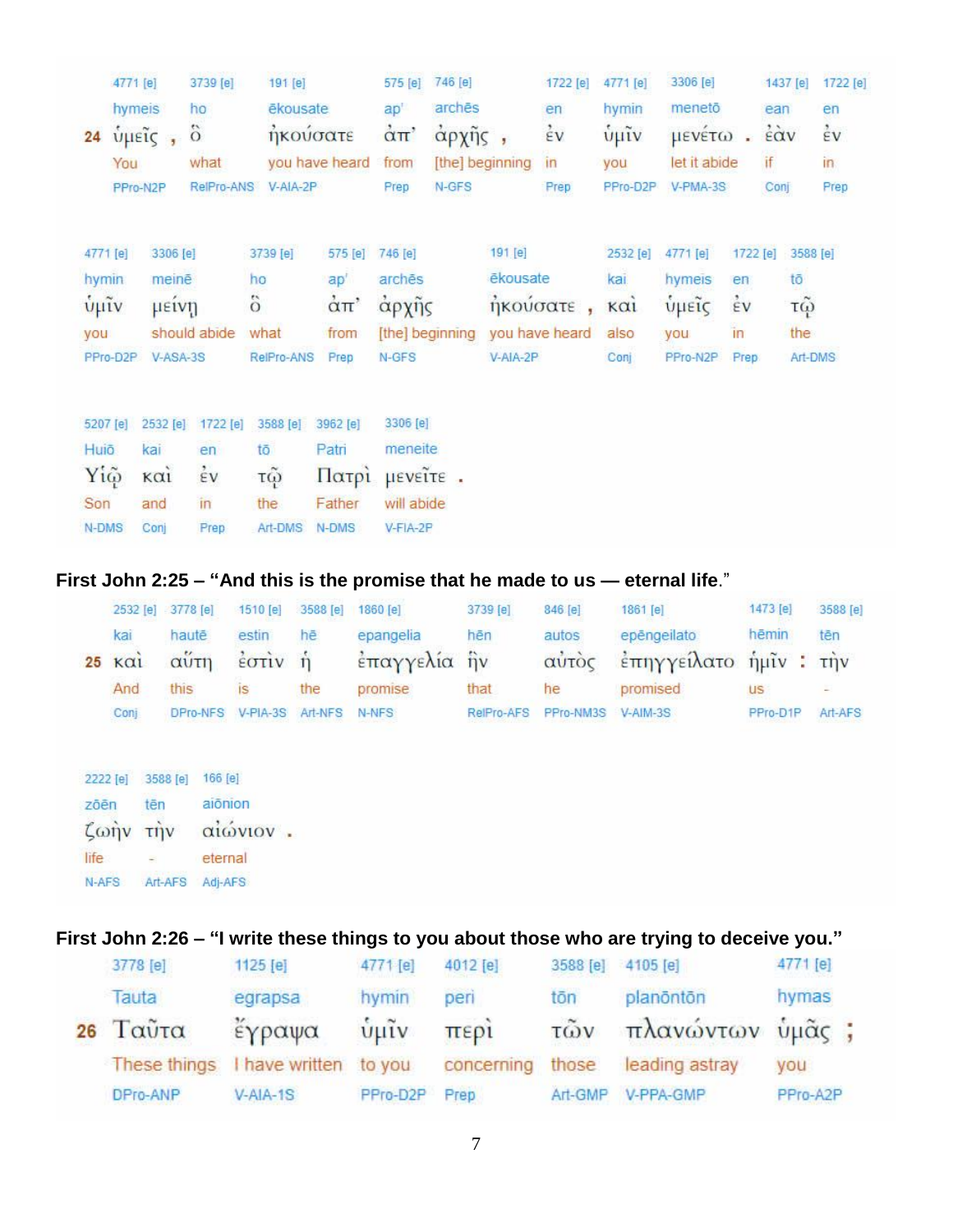| 4771 [e] | 3739 [e] | 191 [e] | 575 [e] | 746 [e] | 1722 [e] | 4771 [e] | 3306 [e] | 1437 [e] | 1722 [e] |
|---|---|---|---|---|---|---|---|---|---|
| hymeis | ho | ēkousate | ap' | archēs | en | hymin | menetō | ean | en |
| 24 ὑμεῖς , | ὃ | ἠκούσατε | ἀπ' | ἀρχῆς , | ἐν | ὑμῖν | μενέτω . | ἐὰν | ἐν |
| You | what | you have heard | from | [the] beginning | in | you | let it abide | if | in |
| PPro-N2P | RelPro-ANS | V-AIA-2P | Prep | N-GFS | Prep | PPro-D2P | V-PMA-3S | Conj | Prep |

| 4771 [e] | 3306 [e] | 3739 [e] | 575 [e] | 746 [e] | 191 [e] | 2532 [e] | 4771 [e] | 1722 [e] | 3588 [e] |
|---|---|---|---|---|---|---|---|---|---|
| hymin | meinē | ho | ap' | archēs | ēkousate | kai | hymeis | en | tō |
| ὑμῖν | μείνῃ | ὃ | ἀπ' | ἀρχῆς | ἠκούσατε , | καὶ | ὑμεῖς | ἐν | τῷ |
| you | should abide | what | from | [the] beginning | you have heard | also | you | in | the |
| PPro-D2P | V-ASA-3S | RelPro-ANS | Prep | N-GFS | V-AIA-2P | Conj | PPro-N2P | Prep | Art-DMS |

| 5207 [e] | 2532 [e] | 1722 [e] | 3588 [e] | 3962 [e] | 3306 [e] |
|---|---|---|---|---|---|
| Huiō | kai | en | tō | Patri | meneite |
| Υἱῷ | καὶ | ἐν | τῷ | Πατρὶ | μενεῖτε . |
| Son | and | in | the | Father | will abide |
| N-DMS | Conj | Prep | Art-DMS | N-DMS | V-FIA-2P |

**First John 2:25 – "And this is the promise that he made to us — eternal life."**

| 2532 [e] | 3778 [e] | 1510 [e] | 3588 [e] | 1860 [e] | 3739 [e] | 846 [e] | 1861 [e] | 1473 [e] | 3588 [e] |
|---|---|---|---|---|---|---|---|---|---|
| kai | hautē | estin | hē | epangelia | hēn | autos | epēngeilato | hēmin | tēn |
| 25 καὶ | αὕτη | ἐστὶν | ἡ | ἐπαγγελία | ἣν | αὐτὸς | ἐπηγγείλατο | ἡμῖν : | τὴν |
| And | this | is | the | promise | that | he | promised | us | - |
| Conj | DPro-NFS | V-PIA-3S | Art-NFS | N-NFS | RelPro-AFS | PPro-NM3S | V-AIM-3S | PPro-D1P | Art-AFS |

| 2222 [e] | 3588 [e] | 166 [e] |
|---|---|---|
| zōēn | tēn | aiōnion |
| ζωὴν | τὴν | αἰώνιον . |
| life | - | eternal |
| N-AFS | Art-AFS | Adj-AFS |

**First John 2:26 – "I write these things to you about those who are trying to deceive you."**

| 3778 [e] | 1125 [e] | 4771 [e] | 4012 [e] | 3588 [e] | 4105 [e] | 4771 [e] |
|---|---|---|---|---|---|---|
| Tauta | egrapsa | hymin | peri | tōn | planōntōn | hymas |
| 26 Ταῦτα | ἔγραψα | ὑμῖν | περὶ | τῶν | πλανώντων | ὑμᾶς ; |
| These things | I have written | to you | concerning | those | leading astray | you |
| DPro-ANP | V-AIA-1S | PPro-D2P | Prep | Art-GMP | V-PPA-GMP | PPro-A2P |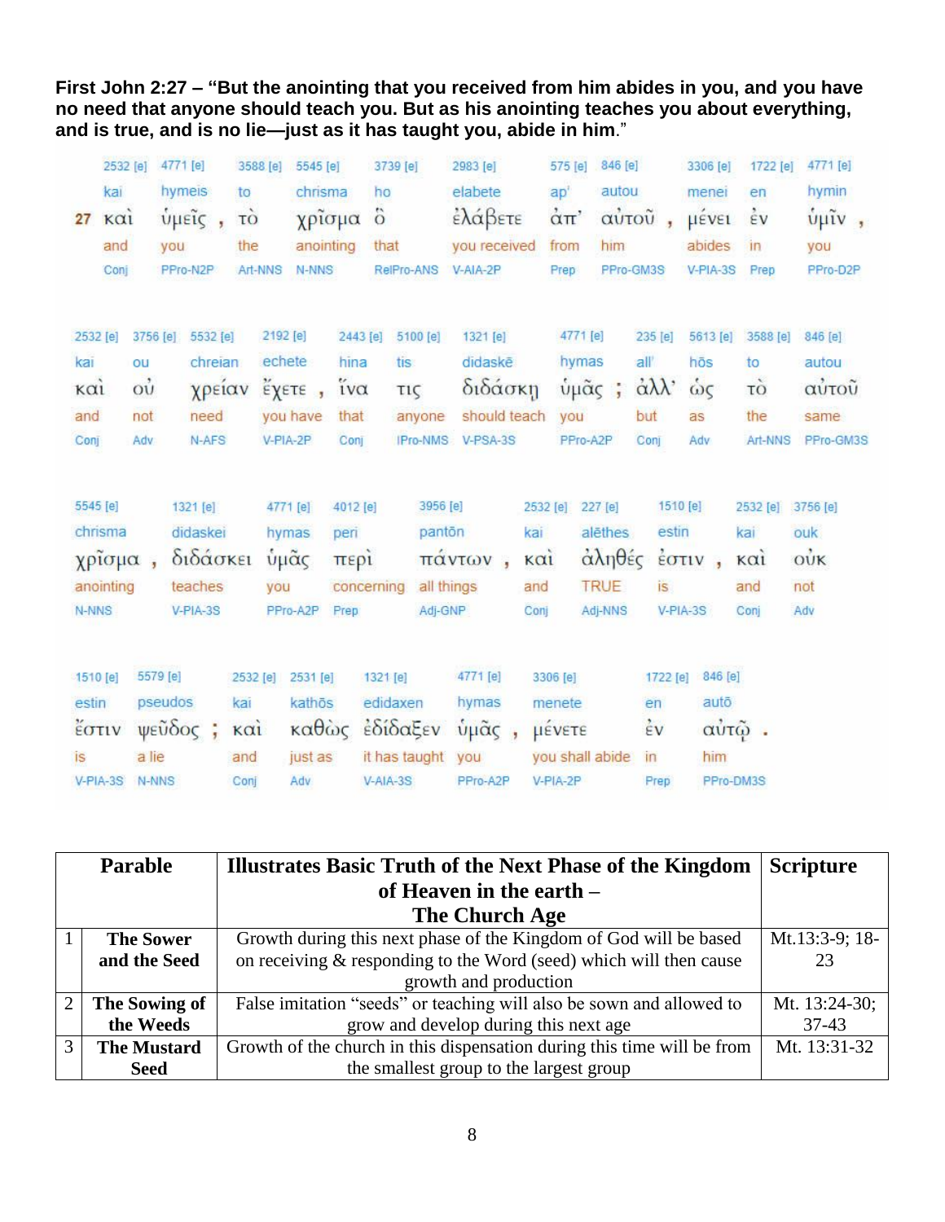**First John 2:27 – "But the anointing that you received from him abides in you, and you have no need that anyone should teach you. But as his anointing teaches you about everything, and is true, and is no lie—just as it has taught you, abide in him."**

| | 2532 [e] | 4771 [e] | 3588 [e] | 5545 [e] | 3739 [e] | 2983 [e] | 575 [e] | 846 [e] | 3306 [e] | 1722 [e] | 4771 [e] |
|---|---|---|---|---|---|---|---|---|---|---|---|
| | kai | hymeis | to | chrisma | ho | elabete | ap' | autou | menei | en | hymin |
| 27 | καὶ | ὑμεῖς , | τὸ | χρῖσμα | ὃ | ἐλάβετε | ἀπ' | αὐτοῦ , | μένει | ἐν | ὑμῖν , |
| | and | you | the | anointing | that | you received | from | him | abides | in | you |
| | Conj | PPro-N2P | Art-NNS | N-NNS | RelPro-ANS | V-AIA-2P | Prep | PPro-GM3S | V-PIA-3S | Prep | PPro-D2P |

| 2532 [e] | 3756 [e] | 5532 [e] | 2192 [e] | 2443 [e] | 5100 [e] | 1321 [e] | 4771 [e] | 235 [e] | 5613 [e] | 3588 [e] | 846 [e] |
|---|---|---|---|---|---|---|---|---|---|---|---|
| kai | ou | chreian | echete | hina | tis | didaskē | hymas | all' | hōs | to | autou |
| καὶ | οὐ | χρείαν | ἔχετε , | ἵνα | τις | διδάσκῃ | ὑμᾶς ; | ἀλλ' | ὡς | τὸ | αὐτοῦ |
| and | not | need | you have | that | anyone | should teach | you | but | as | the | same |
| Conj | Adv | N-AFS | V-PIA-2P | Conj | IPro-NMS | V-PSA-3S | PPro-A2P | Conj | Adv | Art-NNS | PPro-GM3S |

| 5545 [e] | 1321 [e] | 4771 [e] | 4012 [e] | 3956 [e] | 2532 [e] | 227 [e] | 1510 [e] | 2532 [e] | 3756 [e] |
|---|---|---|---|---|---|---|---|---|---|
| chrisma | didaskei | hymas | peri | pantōn | kai | alēthes | estin | kai | ouk |
| χρῖσμα , | διδάσκει | ὑμᾶς | περὶ | πάντων , | καὶ | ἀληθές | ἐστιν , | καὶ | οὐκ |
| anointing | teaches | you | concerning | all things | and | TRUE | is | and | not |
| N-NNS | V-PIA-3S | PPro-A2P | Prep | Adj-GNP | Conj | Adj-NNS | V-PIA-3S | Conj | Adv |

| 1510 [e] | 5579 [e] | 2532 [e] | 2531 [e] | 1321 [e] | 4771 [e] | 3306 [e] | 1722 [e] | 846 [e] |
|---|---|---|---|---|---|---|---|---|
| estin | pseudos | kai | kathōs | edidaxen | hymas | menete | en | autō |
| ἔστιν | ψεῦδος ; | καὶ | καθὼς | ἐδίδαξεν | ὑμᾶς , | μένετε | ἐν | αὐτῷ . |
| is | a lie | and | just as | it has taught | you | you shall abide | in | him |
| V-PIA-3S | N-NNS | Conj | Adv | V-AIA-3S | PPro-A2P | V-PIA-2P | Prep | PPro-DM3S |

| | Parable | Illustrates Basic Truth of the Next Phase of the Kingdom of Heaven in the earth – The Church Age | Scripture |
|---|---|---|---|
| 1 | **The Sower and the Seed** | Growth during this next phase of the Kingdom of God will be based on receiving & responding to the Word (seed) which will then cause growth and production | Mt.13:3-9; 18-23 |
| 2 | **The Sowing of the Weeds** | False imitation "seeds" or teaching will also be sown and allowed to grow and develop during this next age | Mt. 13:24-30; 37-43 |
| 3 | **The Mustard Seed** | Growth of the church in this dispensation during this time will be from the smallest group to the largest group | Mt. 13:31-32 |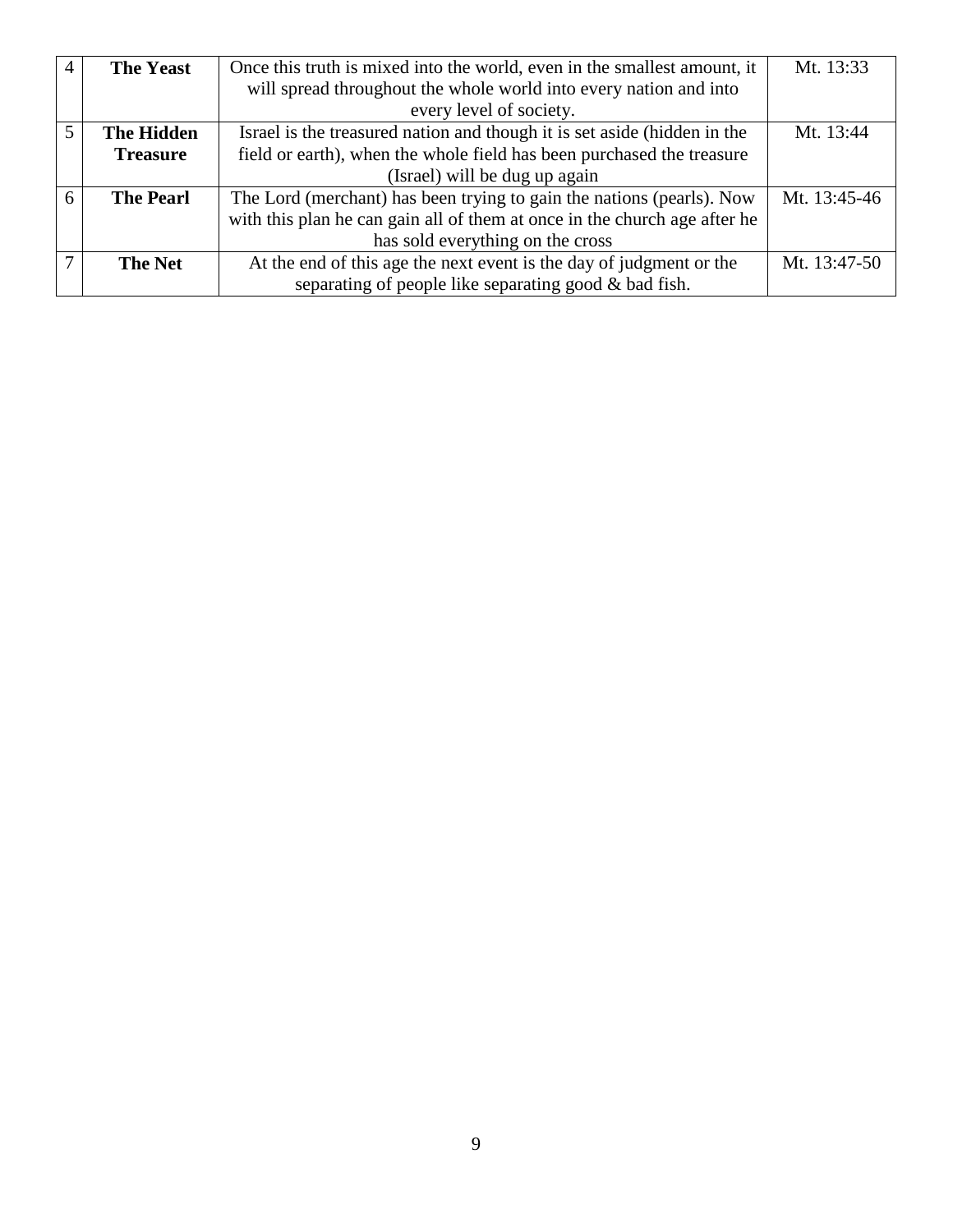| | | | |
|---|---|---|---|
| 4 | **The Yeast** | Once this truth is mixed into the world, even in the smallest amount, it will spread throughout the whole world into every nation and into every level of society. | Mt. 13:33 |
| 5 | **The Hidden Treasure** | Israel is the treasured nation and though it is set aside (hidden in the field or earth), when the whole field has been purchased the treasure (Israel) will be dug up again | Mt. 13:44 |
| 6 | **The Pearl** | The Lord (merchant) has been trying to gain the nations (pearls). Now with this plan he can gain all of them at once in the church age after he has sold everything on the cross | Mt. 13:45-46 |
| 7 | **The Net** | At the end of this age the next event is the day of judgment or the separating of people like separating good & bad fish. | Mt. 13:47-50 |